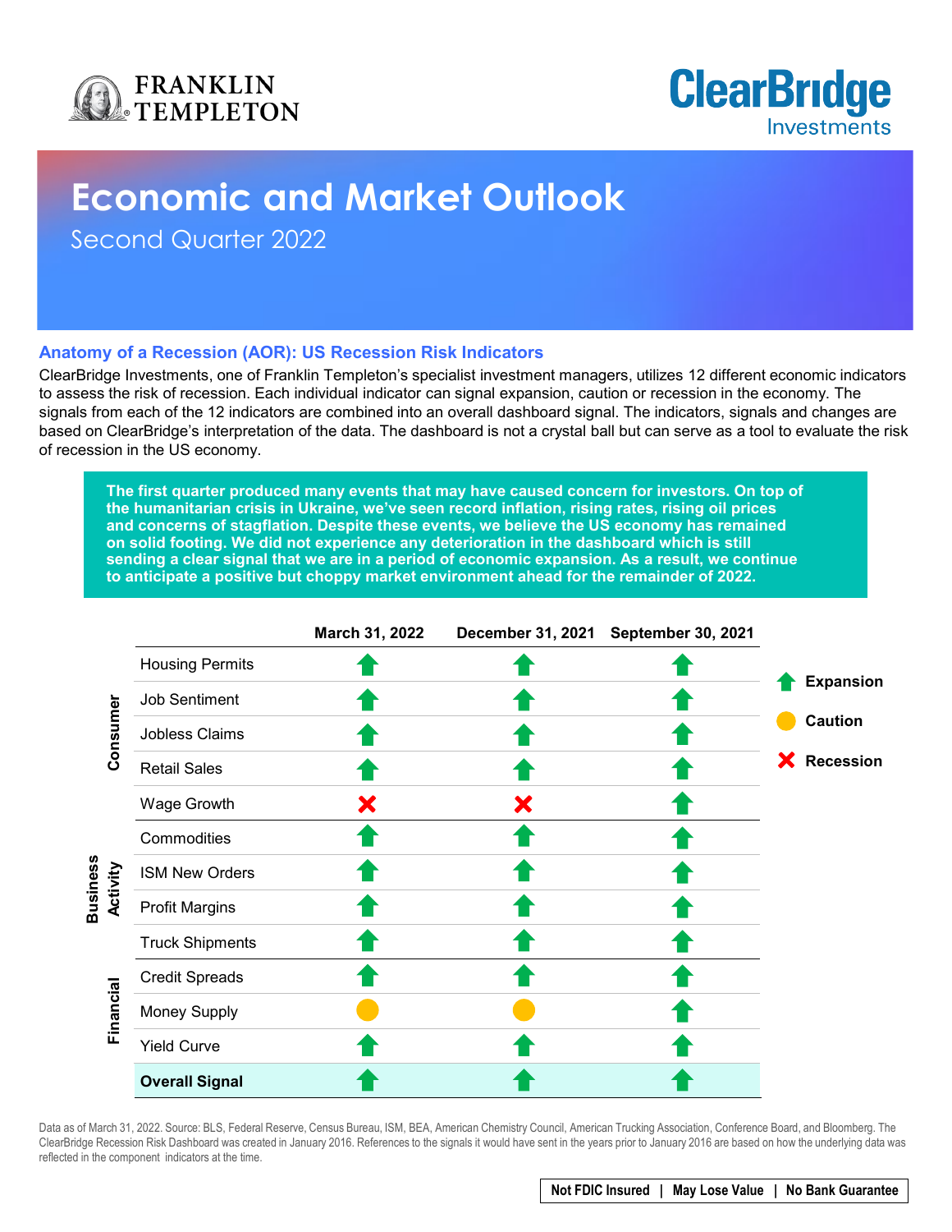FRANKLIN TEMPLETON

ClearBridge Investments

# Economic and Market Outlook

Second Quarter 2022

## Anatomy of a Recession (AOR): US Recession Risk Indicators

ClearBridge Investments, one of Franklin Templeton's specialist investment managers, utilizes 12 different economic indicators to assess the risk of recession. Each individual indicator can signal expansion, caution or recession in the economy. The signals from each of the 12 indicators are combined into an overall dashboard signal. The indicators, signals and changes are based on ClearBridge's interpretation of the data. The dashboard is not a crystal ball but can serve as a tool to evaluate the risk of recession in the US economy.

**The first quarter produced many events that may have caused concern for investors. On top of the humanitarian crisis in Ukraine, we've seen record inflation, rising rates, rising oil prices and concerns of stagflation. Despite these events, we believe the US economy has remained on solid footing. We did not experience any deterioration in the dashboard which is still sending a clear signal that we are in a period of economic expansion. As a result, we continue to anticipate a positive but choppy market environment ahead for the remainder of 2022.**

| | | March 31, 2022 | December 31, 2021 | September 30, 2021 |
|---|---|---|---|---|
| Consumer | Housing Permits | Expansion | Expansion | Expansion |
| | Job Sentiment | Expansion | Expansion | Expansion |
| | Jobless Claims | Expansion | Expansion | Expansion |
| | Retail Sales | Expansion | Expansion | Expansion |
| | Wage Growth | Recession | Recession | Expansion |
| Business Activity | Commodities | Expansion | Expansion | Expansion |
| | ISM New Orders | Expansion | Expansion | Expansion |
| | Profit Margins | Expansion | Expansion | Expansion |
| | Truck Shipments | Expansion | Expansion | Expansion |
| Financial | Credit Spreads | Expansion | Expansion | Expansion |
| | Money Supply | Caution | Caution | Expansion |
| | Yield Curve | Expansion | Expansion | Expansion |
| | **Overall Signal** | Expansion | Expansion | Expansion |

Legend: Expansion (green arrow) · Caution (yellow circle) · Recession (red X)

Data as of March 31, 2022. Source: BLS, Federal Reserve, Census Bureau, ISM, BEA, American Chemistry Council, American Trucking Association, Conference Board, and Bloomberg. The ClearBridge Recession Risk Dashboard was created in January 2016. References to the signals it would have sent in the years prior to January 2016 are based on how the underlying data was reflected in the component indicators at the time.

Not FDIC Insured | May Lose Value | No Bank Guarantee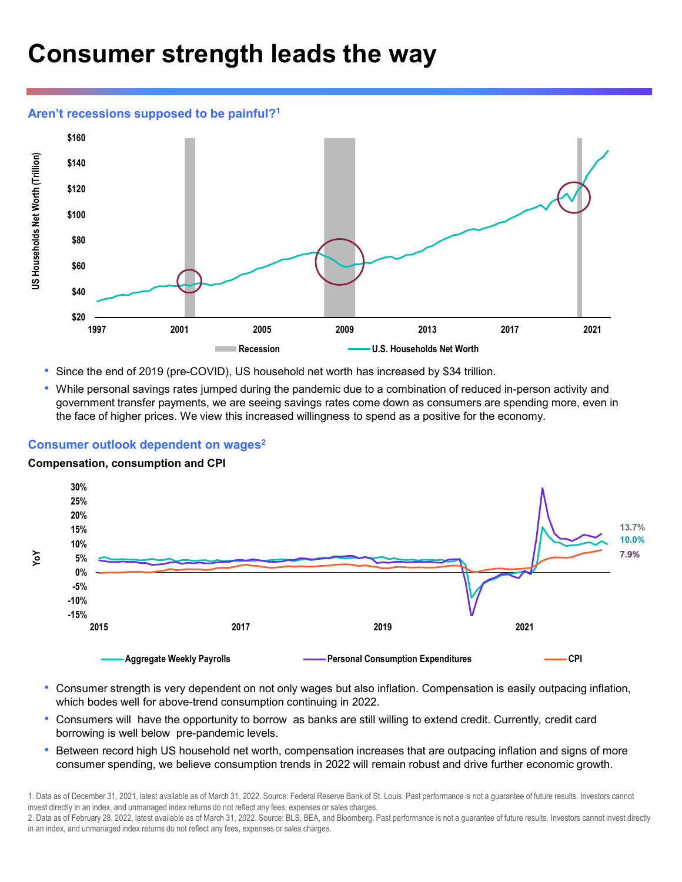# Consumer strength leads the way

## Aren't recessions supposed to be painful?[1]

- Since the end of 2019 (pre-COVID), US household net worth has increased by $34 trillion.
- While personal savings rates jumped during the pandemic due to a combination of reduced in-person activity and government transfer payments, we are seeing savings rates come down as consumers are spending more, even in the face of higher prices. We view this increased willingness to spend as a positive for the economy.

## Consumer outlook dependent on wages[2]

**Compensation, consumption and CPI**

- Consumer strength is very dependent on not only wages but also inflation. Compensation is easily outpacing inflation, which bodes well for above-trend consumption continuing in 2022.
- Consumers will have the opportunity to borrow as banks are still willing to extend credit. Currently, credit card borrowing is well below pre-pandemic levels.
- Between record high US household net worth, compensation increases that are outpacing inflation and signs of more consumer spending, we believe consumption trends in 2022 will remain robust and drive further economic growth.

1. Data as of December 31, 2021, latest available as of March 31, 2022. Source: Federal Reserve Bank of St. Louis. Past performance is not a guarantee of future results. Investors cannot invest directly in an index, and unmanaged index returns do not reflect any fees, expenses or sales charges.
2. Data as of February 28, 2022, latest available as of March 31, 2022. Source: BLS, BEA, and Bloomberg. Past performance is not a guarantee of future results. Investors cannot invest directly in an index, and unmanaged index returns do not reflect any fees, expenses or sales charges.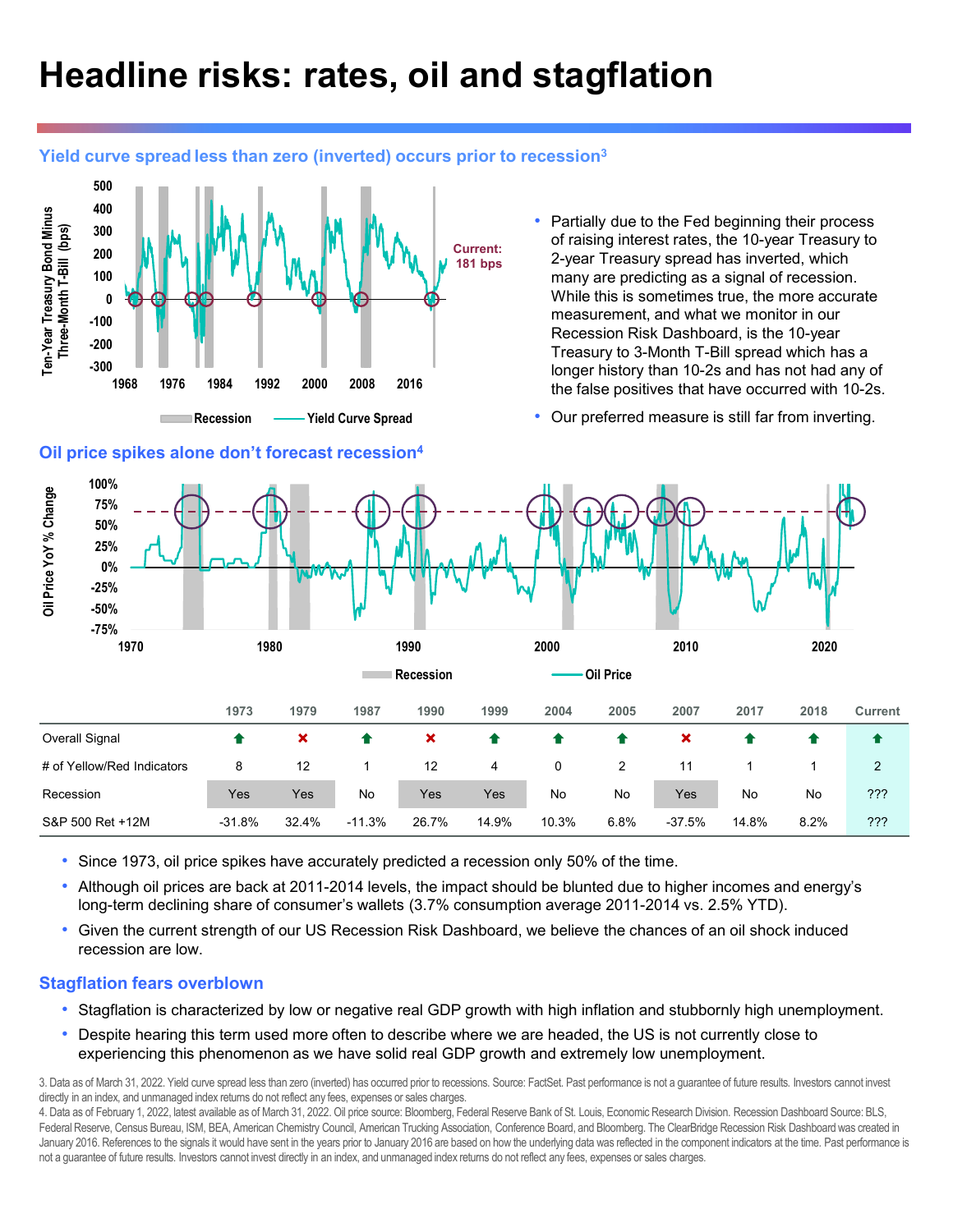# Headline risks: rates, oil and stagflation

### Yield curve spread less than zero (inverted) occurs prior to recession[3]

- Partially due to the Fed beginning their process of raising interest rates, the 10-year Treasury to 2-year Treasury spread has inverted, which many are predicting as a signal of recession. While this is sometimes true, the more accurate measurement, and what we monitor in our Recession Risk Dashboard, is the 10-year Treasury to 3-Month T-Bill spread which has a longer history than 10-2s and has not had any of the false positives that have occurred with 10-2s.
- Our preferred measure is still far from inverting.

### Oil price spikes alone don't forecast recession[4]

| | 1973 | 1979 | 1987 | 1990 | 1999 | 2004 | 2005 | 2007 | 2017 | 2018 | Current |
|---|---|---|---|---|---|---|---|---|---|---|---|
| Overall Signal | ⬆ | ✖ | ⬆ | ✖ | ⬆ | ⬆ | ⬆ | ✖ | ⬆ | ⬆ | ⬆ |
| # of Yellow/Red Indicators | 8 | 12 | 1 | 12 | 4 | 0 | 2 | 11 | 1 | 1 | 2 |
| Recession | Yes | Yes | No | Yes | Yes | No | No | Yes | No | No | ??? |
| S&P 500 Ret +12M | -31.8% | 32.4% | -11.3% | 26.7% | 14.9% | 10.3% | 6.8% | -37.5% | 14.8% | 8.2% | ??? |

- Since 1973, oil price spikes have accurately predicted a recession only 50% of the time.
- Although oil prices are back at 2011-2014 levels, the impact should be blunted due to higher incomes and energy's long-term declining share of consumer's wallets (3.7% consumption average 2011-2014 vs. 2.5% YTD).
- Given the current strength of our US Recession Risk Dashboard, we believe the chances of an oil shock induced recession are low.

### Stagflation fears overblown

- Stagflation is characterized by low or negative real GDP growth with high inflation and stubbornly high unemployment.
- Despite hearing this term used more often to describe where we are headed, the US is not currently close to experiencing this phenomenon as we have solid real GDP growth and extremely low unemployment.

3. Data as of March 31, 2022. Yield curve spread less than zero (inverted) has occurred prior to recessions. Source: FactSet. Past performance is not a guarantee of future results. Investors cannot invest directly in an index, and unmanaged index returns do not reflect any fees, expenses or sales charges.

4. Data as of February 1, 2022, latest available as of March 31, 2022. Oil price source: Bloomberg, Federal Reserve Bank of St. Louis, Economic Research Division. Recession Dashboard Source: BLS, Federal Reserve, Census Bureau, ISM, BEA, American Chemistry Council, American Trucking Association, Conference Board, and Bloomberg. The ClearBridge Recession Risk Dashboard was created in January 2016. References to the signals it would have sent in the years prior to January 2016 are based on how the underlying data was reflected in the component indicators at the time. Past performance is not a guarantee of future results. Investors cannot invest directly in an index, and unmanaged index returns do not reflect any fees, expenses or sales charges.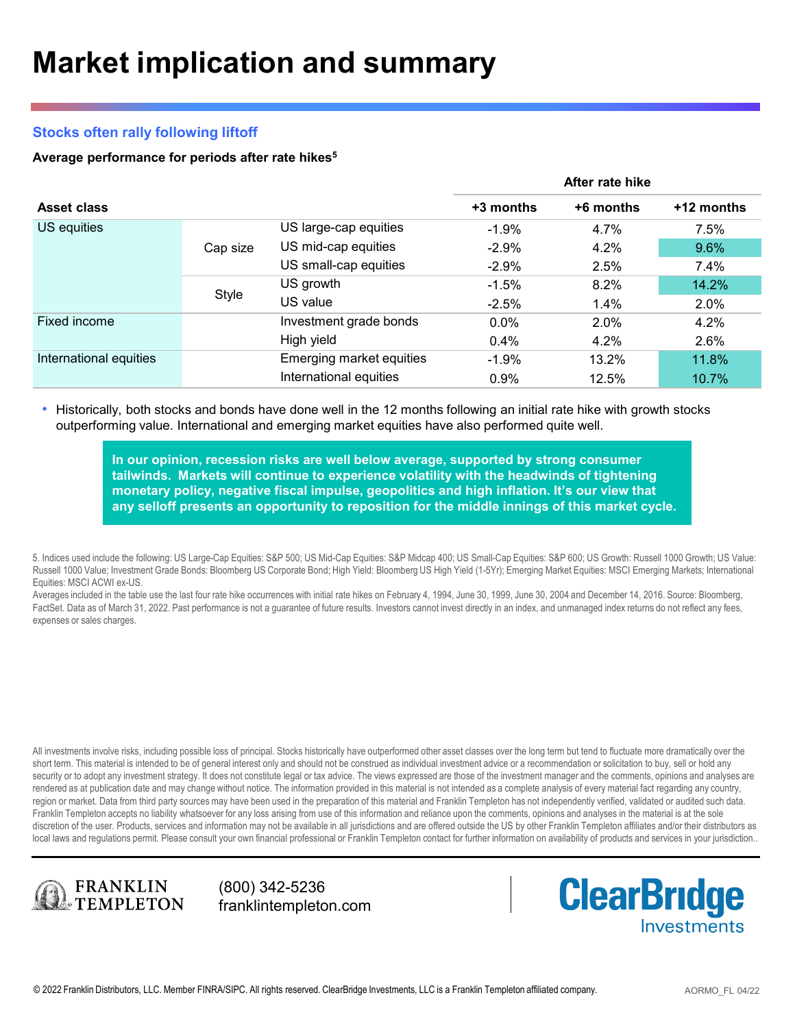# Market implication and summary

### Stocks often rally following liftoff

**Average performance for periods after rate hikes[5]**

| Asset class | | | After rate hike | | |
|---|---|---|---|---|---|
| | | | +3 months | +6 months | +12 months |
| US equities | Cap size | US large-cap equities | -1.9% | 4.7% | 7.5% |
| | | US mid-cap equities | -2.9% | 4.2% | 9.6% |
| | | US small-cap equities | -2.9% | 2.5% | 7.4% |
| | Style | US growth | -1.5% | 8.2% | 14.2% |
| | | US value | -2.5% | 1.4% | 2.0% |
| Fixed income | | Investment grade bonds | 0.0% | 2.0% | 4.2% |
| | | High yield | 0.4% | 4.2% | 2.6% |
| International equities | | Emerging market equities | -1.9% | 13.2% | 11.8% |
| | | International equities | 0.9% | 12.5% | 10.7% |

- Historically, both stocks and bonds have done well in the 12 months following an initial rate hike with growth stocks outperforming value. International and emerging market equities have also performed quite well.

**In our opinion, recession risks are well below average, supported by strong consumer tailwinds. Markets will continue to experience volatility with the headwinds of tightening monetary policy, negative fiscal impulse, geopolitics and high inflation. It's our view that any selloff presents an opportunity to reposition for the middle innings of this market cycle.**

5. Indices used include the following: US Large-Cap Equities: S&P 500; US Mid-Cap Equities: S&P Midcap 400; US Small-Cap Equities: S&P 600; US Growth: Russell 1000 Growth; US Value: Russell 1000 Value; Investment Grade Bonds: Bloomberg US Corporate Bond; High Yield: Bloomberg US High Yield (1-5Yr); Emerging Market Equities: MSCI Emerging Markets; International Equities: MSCI ACWI ex-US.
Averages included in the table use the last four rate hike occurrences with initial rate hikes on February 4, 1994, June 30, 1999, June 30, 2004 and December 14, 2016. Source: Bloomberg, FactSet. Data as of March 31, 2022. Past performance is not a guarantee of future results. Investors cannot invest directly in an index, and unmanaged index returns do not reflect any fees, expenses or sales charges.

All investments involve risks, including possible loss of principal. Stocks historically have outperformed other asset classes over the long term but tend to fluctuate more dramatically over the short term. This material is intended to be of general interest only and should not be construed as individual investment advice or a recommendation or solicitation to buy, sell or hold any security or to adopt any investment strategy. It does not constitute legal or tax advice. The views expressed are those of the investment manager and the comments, opinions and analyses are rendered as at publication date and may change without notice. The information provided in this material is not intended as a complete analysis of every material fact regarding any country, region or market. Data from third party sources may have been used in the preparation of this material and Franklin Templeton has not independently verified, validated or audited such data. Franklin Templeton accepts no liability whatsoever for any loss arising from use of this information and reliance upon the comments, opinions and analyses in the material is at the sole discretion of the user. Products, services and information may not be available in all jurisdictions and are offered outside the US by other Franklin Templeton affiliates and/or their distributors as local laws and regulations permit. Please consult your own financial professional or Franklin Templeton contact for further information on availability of products and services in your jurisdiction..

FRANKLIN TEMPLETON

(800) 342-5236
franklintempleton.com

ClearBridge Investments

© 2022 Franklin Distributors, LLC. Member FINRA/SIPC. All rights reserved. ClearBridge Investments, LLC is a Franklin Templeton affiliated company.

AORMO_FL 04/22